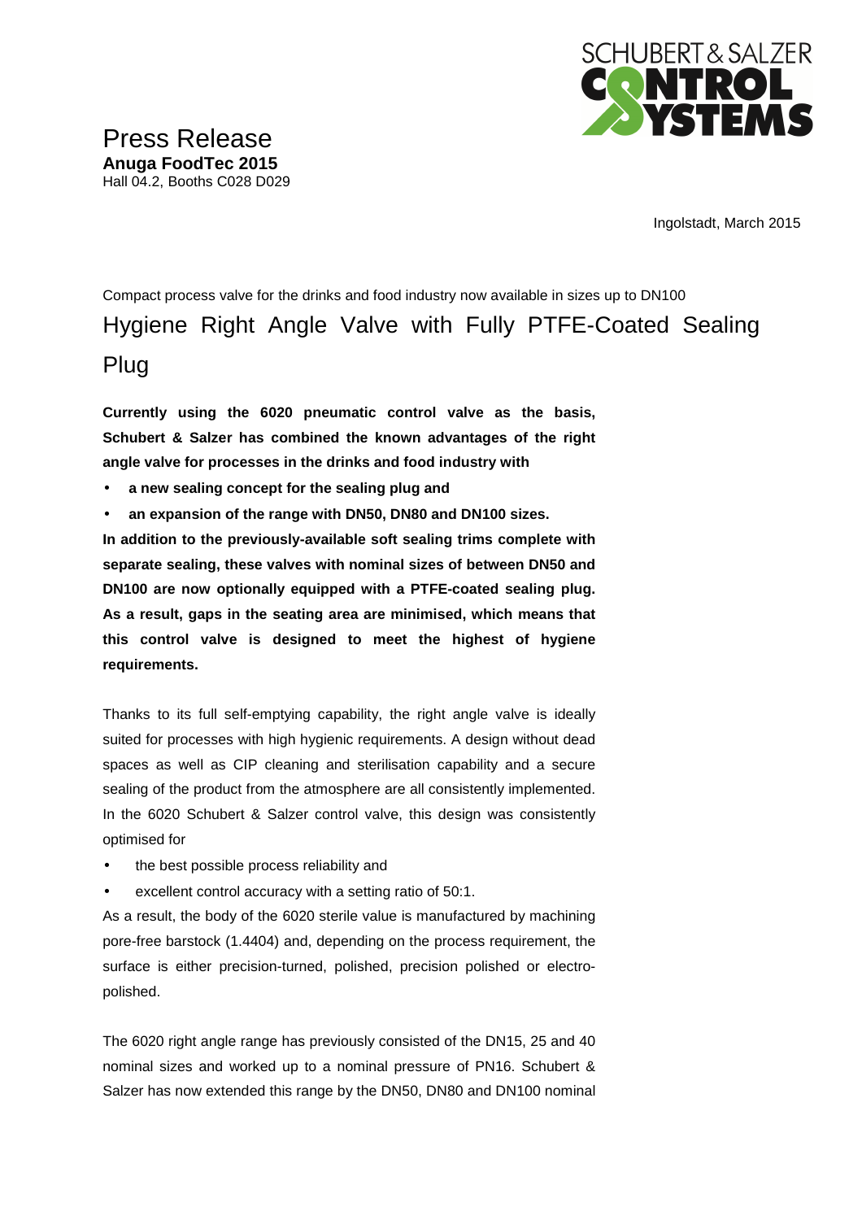SCHUBERT & SALZER CONTROL SYSTEMS

# Press Release

**Anuga FoodTec 2015**
Hall 04.2, Booths C028 D029

Ingolstadt, March 2015

Compact process valve for the drinks and food industry now available in sizes up to DN100

## Hygiene Right Angle Valve with Fully PTFE-Coated Sealing Plug

**Currently using the 6020 pneumatic control valve as the basis, Schubert & Salzer has combined the known advantages of the right angle valve for processes in the drinks and food industry with**

- **a new sealing concept for the sealing plug and**
- **an expansion of the range with DN50, DN80 and DN100 sizes.**

**In addition to the previously-available soft sealing trims complete with separate sealing, these valves with nominal sizes of between DN50 and DN100 are now optionally equipped with a PTFE-coated sealing plug. As a result, gaps in the seating area are minimised, which means that this control valve is designed to meet the highest of hygiene requirements.**

Thanks to its full self-emptying capability, the right angle valve is ideally suited for processes with high hygienic requirements. A design without dead spaces as well as CIP cleaning and sterilisation capability and a secure sealing of the product from the atmosphere are all consistently implemented. In the 6020 Schubert & Salzer control valve, this design was consistently optimised for

- the best possible process reliability and
- excellent control accuracy with a setting ratio of 50:1.

As a result, the body of the 6020 sterile value is manufactured by machining pore-free barstock (1.4404) and, depending on the process requirement, the surface is either precision-turned, polished, precision polished or electro-polished.

The 6020 right angle range has previously consisted of the DN15, 25 and 40 nominal sizes and worked up to a nominal pressure of PN16. Schubert & Salzer has now extended this range by the DN50, DN80 and DN100 nominal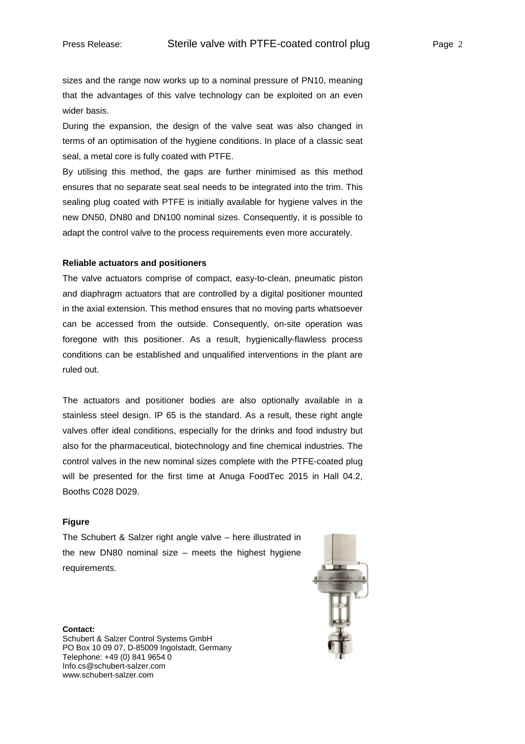sizes and the range now works up to a nominal pressure of PN10, meaning that the advantages of this valve technology can be exploited on an even wider basis.

During the expansion, the design of the valve seat was also changed in terms of an optimisation of the hygiene conditions. In place of a classic seat seal, a metal core is fully coated with PTFE.

By utilising this method, the gaps are further minimised as this method ensures that no separate seat seal needs to be integrated into the trim. This sealing plug coated with PTFE is initially available for hygiene valves in the new DN50, DN80 and DN100 nominal sizes. Consequently, it is possible to adapt the control valve to the process requirements even more accurately.

**Reliable actuators and positioners**

The valve actuators comprise of compact, easy-to-clean, pneumatic piston and diaphragm actuators that are controlled by a digital positioner mounted in the axial extension. This method ensures that no moving parts whatsoever can be accessed from the outside. Consequently, on-site operation was foregone with this positioner. As a result, hygienically-flawless process conditions can be established and unqualified interventions in the plant are ruled out.

The actuators and positioner bodies are also optionally available in a stainless steel design. IP 65 is the standard. As a result, these right angle valves offer ideal conditions, especially for the drinks and food industry but also for the pharmaceutical, biotechnology and fine chemical industries. The control valves in the new nominal sizes complete with the PTFE-coated plug will be presented for the first time at Anuga FoodTec 2015 in Hall 04.2, Booths C028 D029.

**Figure**

The Schubert & Salzer right angle valve – here illustrated in the new DN80 nominal size – meets the highest hygiene requirements.

**Contact:**
Schubert & Salzer Control Systems GmbH
PO Box 10 09 07, D-85009 Ingolstadt, Germany
Telephone: +49 (0) 841 9654 0
Info.cs@schubert-salzer.com
www.schubert-salzer.com